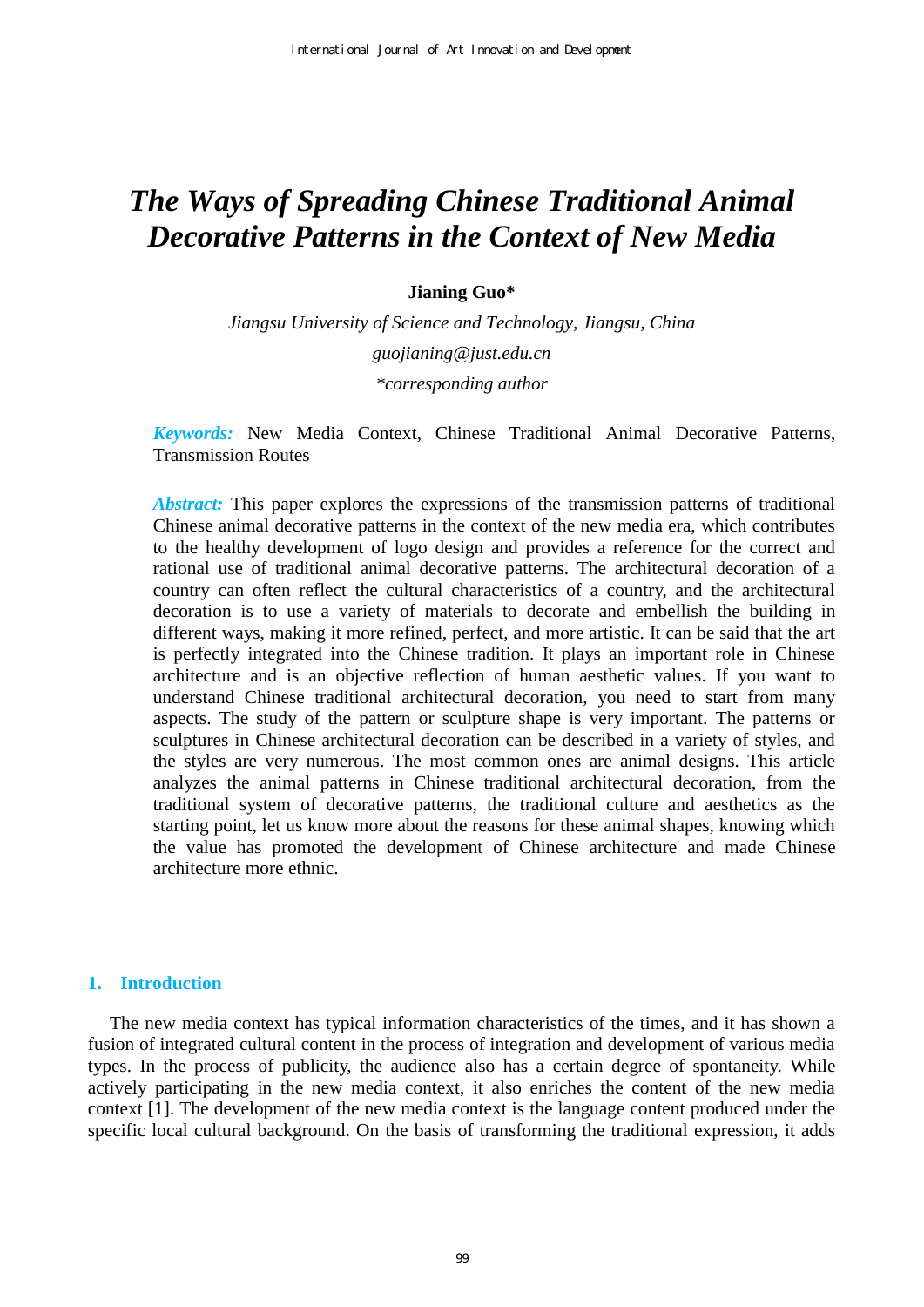# The Ways of Spreading Chinese Traditional Animal Decorative Patterns in the Context of New Media

**Jianing Guo***

*Jiangsu University of Science and Technology, Jiangsu, China*

*guojianing@just.edu.cn*

**corresponding author*

***Keywords:*** New Media Context, Chinese Traditional Animal Decorative Patterns, Transmission Routes

***Abstract:*** This paper explores the expressions of the transmission patterns of traditional Chinese animal decorative patterns in the context of the new media era, which contributes to the healthy development of logo design and provides a reference for the correct and rational use of traditional animal decorative patterns. The architectural decoration of a country can often reflect the cultural characteristics of a country, and the architectural decoration is to use a variety of materials to decorate and embellish the building in different ways, making it more refined, perfect, and more artistic. It can be said that the art is perfectly integrated into the Chinese tradition. It plays an important role in Chinese architecture and is an objective reflection of human aesthetic values. If you want to understand Chinese traditional architectural decoration, you need to start from many aspects. The study of the pattern or sculpture shape is very important. The patterns or sculptures in Chinese architectural decoration can be described in a variety of styles, and the styles are very numerous. The most common ones are animal designs. This article analyzes the animal patterns in Chinese traditional architectural decoration, from the traditional system of decorative patterns, the traditional culture and aesthetics as the starting point, let us know more about the reasons for these animal shapes, knowing which the value has promoted the development of Chinese architecture and made Chinese architecture more ethnic.

## 1. Introduction

The new media context has typical information characteristics of the times, and it has shown a fusion of integrated cultural content in the process of integration and development of various media types. In the process of publicity, the audience also has a certain degree of spontaneity. While actively participating in the new media context, it also enriches the content of the new media context [1]. The development of the new media context is the language content produced under the specific local cultural background. On the basis of transforming the traditional expression, it adds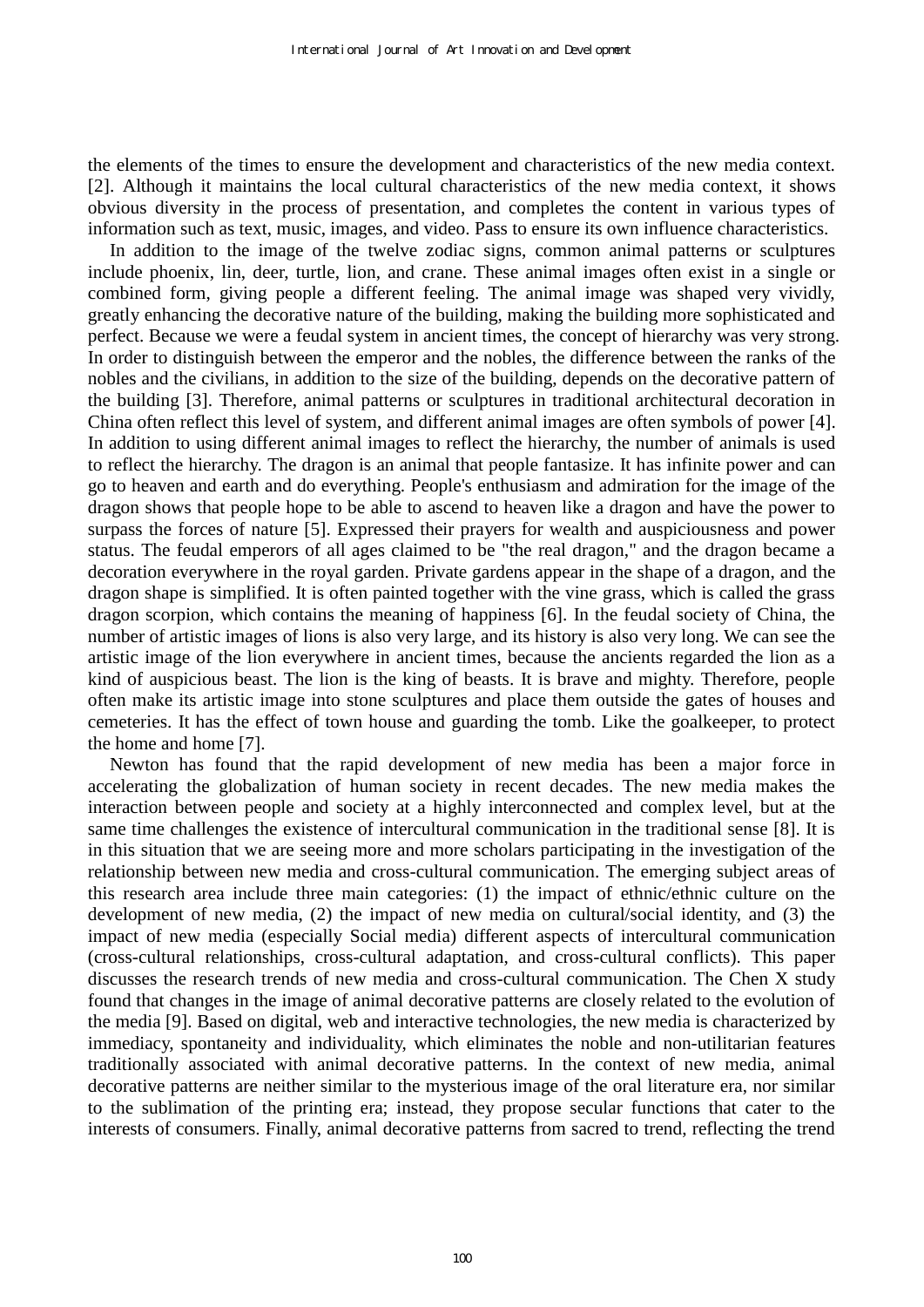the elements of the times to ensure the development and characteristics of the new media context. [2]. Although it maintains the local cultural characteristics of the new media context, it shows obvious diversity in the process of presentation, and completes the content in various types of information such as text, music, images, and video. Pass to ensure its own influence characteristics.

In addition to the image of the twelve zodiac signs, common animal patterns or sculptures include phoenix, lin, deer, turtle, lion, and crane. These animal images often exist in a single or combined form, giving people a different feeling. The animal image was shaped very vividly, greatly enhancing the decorative nature of the building, making the building more sophisticated and perfect. Because we were a feudal system in ancient times, the concept of hierarchy was very strong. In order to distinguish between the emperor and the nobles, the difference between the ranks of the nobles and the civilians, in addition to the size of the building, depends on the decorative pattern of the building [3]. Therefore, animal patterns or sculptures in traditional architectural decoration in China often reflect this level of system, and different animal images are often symbols of power [4]. In addition to using different animal images to reflect the hierarchy, the number of animals is used to reflect the hierarchy. The dragon is an animal that people fantasize. It has infinite power and can go to heaven and earth and do everything. People's enthusiasm and admiration for the image of the dragon shows that people hope to be able to ascend to heaven like a dragon and have the power to surpass the forces of nature [5]. Expressed their prayers for wealth and auspiciousness and power status. The feudal emperors of all ages claimed to be "the real dragon," and the dragon became a decoration everywhere in the royal garden. Private gardens appear in the shape of a dragon, and the dragon shape is simplified. It is often painted together with the vine grass, which is called the grass dragon scorpion, which contains the meaning of happiness [6]. In the feudal society of China, the number of artistic images of lions is also very large, and its history is also very long. We can see the artistic image of the lion everywhere in ancient times, because the ancients regarded the lion as a kind of auspicious beast. The lion is the king of beasts. It is brave and mighty. Therefore, people often make its artistic image into stone sculptures and place them outside the gates of houses and cemeteries. It has the effect of town house and guarding the tomb. Like the goalkeeper, to protect the home and home [7].

Newton has found that the rapid development of new media has been a major force in accelerating the globalization of human society in recent decades. The new media makes the interaction between people and society at a highly interconnected and complex level, but at the same time challenges the existence of intercultural communication in the traditional sense [8]. It is in this situation that we are seeing more and more scholars participating in the investigation of the relationship between new media and cross-cultural communication. The emerging subject areas of this research area include three main categories: (1) the impact of ethnic/ethnic culture on the development of new media, (2) the impact of new media on cultural/social identity, and (3) the impact of new media (especially Social media) different aspects of intercultural communication (cross-cultural relationships, cross-cultural adaptation, and cross-cultural conflicts). This paper discusses the research trends of new media and cross-cultural communication. The Chen X study found that changes in the image of animal decorative patterns are closely related to the evolution of the media [9]. Based on digital, web and interactive technologies, the new media is characterized by immediacy, spontaneity and individuality, which eliminates the noble and non-utilitarian features traditionally associated with animal decorative patterns. In the context of new media, animal decorative patterns are neither similar to the mysterious image of the oral literature era, nor similar to the sublimation of the printing era; instead, they propose secular functions that cater to the interests of consumers. Finally, animal decorative patterns from sacred to trend, reflecting the trend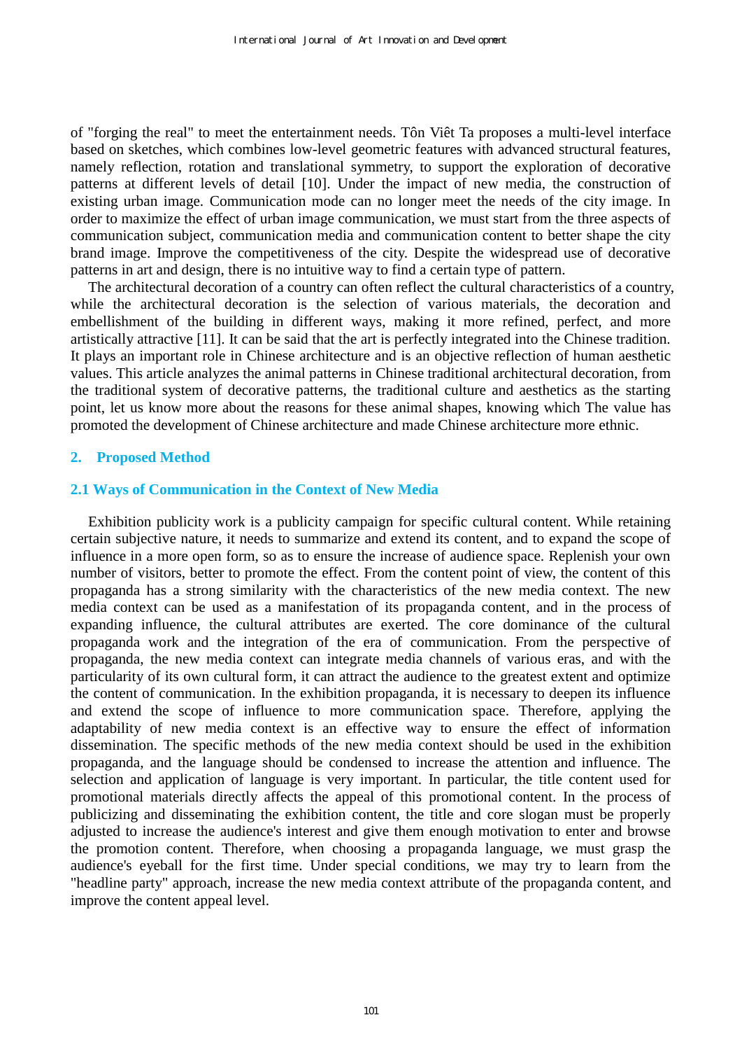of "forging the real" to meet the entertainment needs. Tôn Viêt Ta proposes a multi-level interface based on sketches, which combines low-level geometric features with advanced structural features, namely reflection, rotation and translational symmetry, to support the exploration of decorative patterns at different levels of detail [10]. Under the impact of new media, the construction of existing urban image. Communication mode can no longer meet the needs of the city image. In order to maximize the effect of urban image communication, we must start from the three aspects of communication subject, communication media and communication content to better shape the city brand image. Improve the competitiveness of the city. Despite the widespread use of decorative patterns in art and design, there is no intuitive way to find a certain type of pattern.

The architectural decoration of a country can often reflect the cultural characteristics of a country, while the architectural decoration is the selection of various materials, the decoration and embellishment of the building in different ways, making it more refined, perfect, and more artistically attractive [11]. It can be said that the art is perfectly integrated into the Chinese tradition. It plays an important role in Chinese architecture and is an objective reflection of human aesthetic values. This article analyzes the animal patterns in Chinese traditional architectural decoration, from the traditional system of decorative patterns, the traditional culture and aesthetics as the starting point, let us know more about the reasons for these animal shapes, knowing which The value has promoted the development of Chinese architecture and made Chinese architecture more ethnic.

## 2. Proposed Method

### 2.1 Ways of Communication in the Context of New Media

Exhibition publicity work is a publicity campaign for specific cultural content. While retaining certain subjective nature, it needs to summarize and extend its content, and to expand the scope of influence in a more open form, so as to ensure the increase of audience space. Replenish your own number of visitors, better to promote the effect. From the content point of view, the content of this propaganda has a strong similarity with the characteristics of the new media context. The new media context can be used as a manifestation of its propaganda content, and in the process of expanding influence, the cultural attributes are exerted. The core dominance of the cultural propaganda work and the integration of the era of communication. From the perspective of propaganda, the new media context can integrate media channels of various eras, and with the particularity of its own cultural form, it can attract the audience to the greatest extent and optimize the content of communication. In the exhibition propaganda, it is necessary to deepen its influence and extend the scope of influence to more communication space. Therefore, applying the adaptability of new media context is an effective way to ensure the effect of information dissemination. The specific methods of the new media context should be used in the exhibition propaganda, and the language should be condensed to increase the attention and influence. The selection and application of language is very important. In particular, the title content used for promotional materials directly affects the appeal of this promotional content. In the process of publicizing and disseminating the exhibition content, the title and core slogan must be properly adjusted to increase the audience's interest and give them enough motivation to enter and browse the promotion content. Therefore, when choosing a propaganda language, we must grasp the audience's eyeball for the first time. Under special conditions, we may try to learn from the "headline party" approach, increase the new media context attribute of the propaganda content, and improve the content appeal level.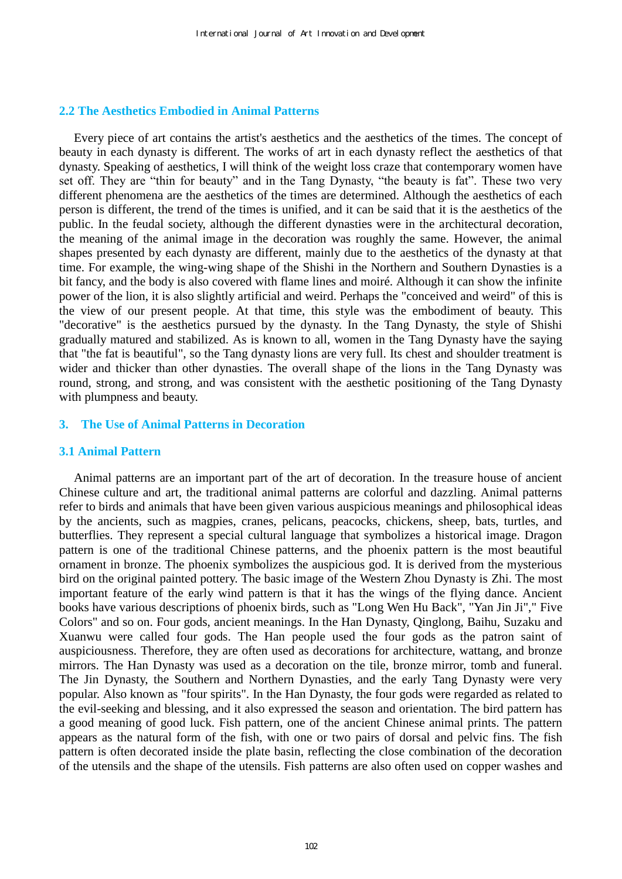## 2.2 The Aesthetics Embodied in Animal Patterns

Every piece of art contains the artist's aesthetics and the aesthetics of the times. The concept of beauty in each dynasty is different. The works of art in each dynasty reflect the aesthetics of that dynasty. Speaking of aesthetics, I will think of the weight loss craze that contemporary women have set off. They are “thin for beauty” and in the Tang Dynasty, “the beauty is fat”. These two very different phenomena are the aesthetics of the times are determined. Although the aesthetics of each person is different, the trend of the times is unified, and it can be said that it is the aesthetics of the public. In the feudal society, although the different dynasties were in the architectural decoration, the meaning of the animal image in the decoration was roughly the same. However, the animal shapes presented by each dynasty are different, mainly due to the aesthetics of the dynasty at that time. For example, the wing-wing shape of the Shishi in the Northern and Southern Dynasties is a bit fancy, and the body is also covered with flame lines and moiré. Although it can show the infinite power of the lion, it is also slightly artificial and weird. Perhaps the "conceived and weird" of this is the view of our present people. At that time, this style was the embodiment of beauty. This "decorative" is the aesthetics pursued by the dynasty. In the Tang Dynasty, the style of Shishi gradually matured and stabilized. As is known to all, women in the Tang Dynasty have the saying that "the fat is beautiful", so the Tang dynasty lions are very full. Its chest and shoulder treatment is wider and thicker than other dynasties. The overall shape of the lions in the Tang Dynasty was round, strong, and strong, and was consistent with the aesthetic positioning of the Tang Dynasty with plumpness and beauty.

# 3. The Use of Animal Patterns in Decoration

## 3.1 Animal Pattern

Animal patterns are an important part of the art of decoration. In the treasure house of ancient Chinese culture and art, the traditional animal patterns are colorful and dazzling. Animal patterns refer to birds and animals that have been given various auspicious meanings and philosophical ideas by the ancients, such as magpies, cranes, pelicans, peacocks, chickens, sheep, bats, turtles, and butterflies. They represent a special cultural language that symbolizes a historical image. Dragon pattern is one of the traditional Chinese patterns, and the phoenix pattern is the most beautiful ornament in bronze. The phoenix symbolizes the auspicious god. It is derived from the mysterious bird on the original painted pottery. The basic image of the Western Zhou Dynasty is Zhi. The most important feature of the early wind pattern is that it has the wings of the flying dance. Ancient books have various descriptions of phoenix birds, such as "Long Wen Hu Back", "Yan Jin Ji"," Five Colors" and so on. Four gods, ancient meanings. In the Han Dynasty, Qinglong, Baihu, Suzaku and Xuanwu were called four gods. The Han people used the four gods as the patron saint of auspiciousness. Therefore, they are often used as decorations for architecture, wattang, and bronze mirrors. The Han Dynasty was used as a decoration on the tile, bronze mirror, tomb and funeral. The Jin Dynasty, the Southern and Northern Dynasties, and the early Tang Dynasty were very popular. Also known as "four spirits". In the Han Dynasty, the four gods were regarded as related to the evil-seeking and blessing, and it also expressed the season and orientation. The bird pattern has a good meaning of good luck. Fish pattern, one of the ancient Chinese animal prints. The pattern appears as the natural form of the fish, with one or two pairs of dorsal and pelvic fins. The fish pattern is often decorated inside the plate basin, reflecting the close combination of the decoration of the utensils and the shape of the utensils. Fish patterns are also often used on copper washes and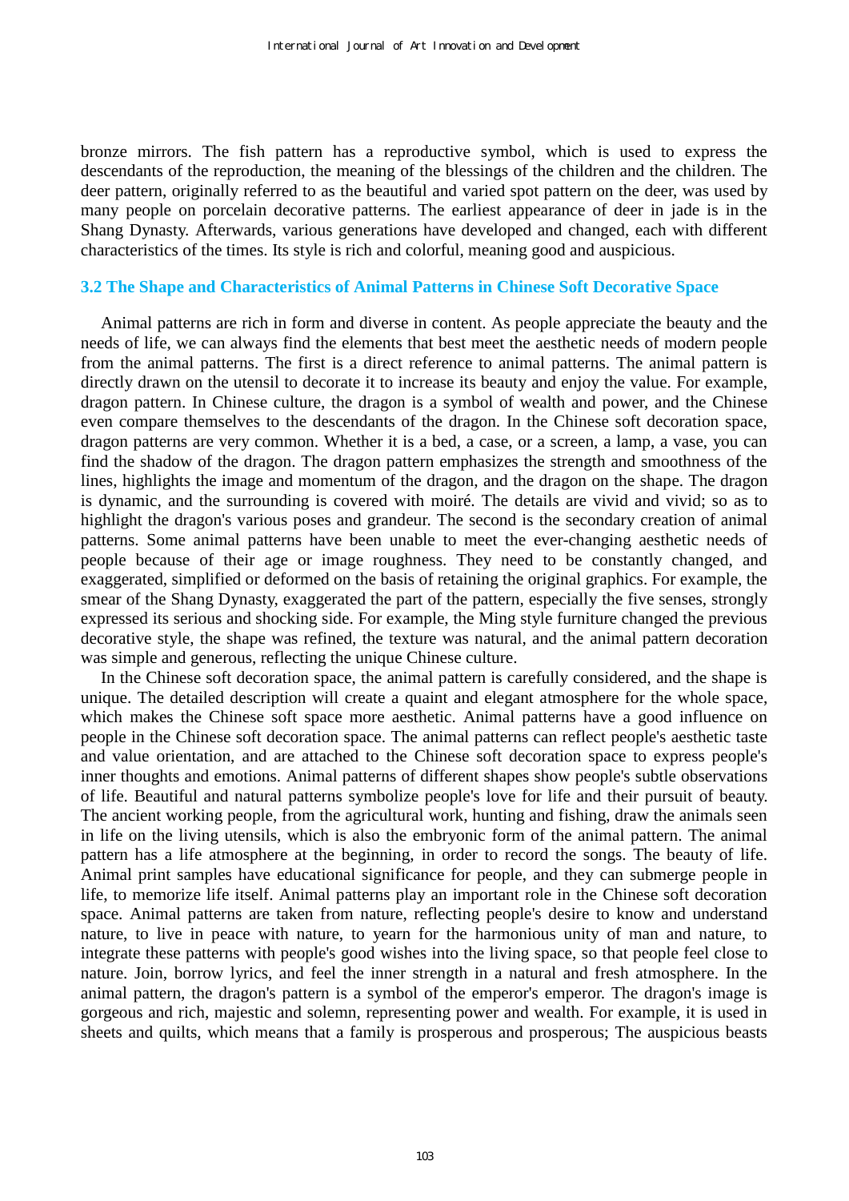bronze mirrors. The fish pattern has a reproductive symbol, which is used to express the descendants of the reproduction, the meaning of the blessings of the children and the children. The deer pattern, originally referred to as the beautiful and varied spot pattern on the deer, was used by many people on porcelain decorative patterns. The earliest appearance of deer in jade is in the Shang Dynasty. Afterwards, various generations have developed and changed, each with different characteristics of the times. Its style is rich and colorful, meaning good and auspicious.

### 3.2 The Shape and Characteristics of Animal Patterns in Chinese Soft Decorative Space

Animal patterns are rich in form and diverse in content. As people appreciate the beauty and the needs of life, we can always find the elements that best meet the aesthetic needs of modern people from the animal patterns. The first is a direct reference to animal patterns. The animal pattern is directly drawn on the utensil to decorate it to increase its beauty and enjoy the value. For example, dragon pattern. In Chinese culture, the dragon is a symbol of wealth and power, and the Chinese even compare themselves to the descendants of the dragon. In the Chinese soft decoration space, dragon patterns are very common. Whether it is a bed, a case, or a screen, a lamp, a vase, you can find the shadow of the dragon. The dragon pattern emphasizes the strength and smoothness of the lines, highlights the image and momentum of the dragon, and the dragon on the shape. The dragon is dynamic, and the surrounding is covered with moiré. The details are vivid and vivid; so as to highlight the dragon's various poses and grandeur. The second is the secondary creation of animal patterns. Some animal patterns have been unable to meet the ever-changing aesthetic needs of people because of their age or image roughness. They need to be constantly changed, and exaggerated, simplified or deformed on the basis of retaining the original graphics. For example, the smear of the Shang Dynasty, exaggerated the part of the pattern, especially the five senses, strongly expressed its serious and shocking side. For example, the Ming style furniture changed the previous decorative style, the shape was refined, the texture was natural, and the animal pattern decoration was simple and generous, reflecting the unique Chinese culture.

In the Chinese soft decoration space, the animal pattern is carefully considered, and the shape is unique. The detailed description will create a quaint and elegant atmosphere for the whole space, which makes the Chinese soft space more aesthetic. Animal patterns have a good influence on people in the Chinese soft decoration space. The animal patterns can reflect people's aesthetic taste and value orientation, and are attached to the Chinese soft decoration space to express people's inner thoughts and emotions. Animal patterns of different shapes show people's subtle observations of life. Beautiful and natural patterns symbolize people's love for life and their pursuit of beauty. The ancient working people, from the agricultural work, hunting and fishing, draw the animals seen in life on the living utensils, which is also the embryonic form of the animal pattern. The animal pattern has a life atmosphere at the beginning, in order to record the songs. The beauty of life. Animal print samples have educational significance for people, and they can submerge people in life, to memorize life itself. Animal patterns play an important role in the Chinese soft decoration space. Animal patterns are taken from nature, reflecting people's desire to know and understand nature, to live in peace with nature, to yearn for the harmonious unity of man and nature, to integrate these patterns with people's good wishes into the living space, so that people feel close to nature. Join, borrow lyrics, and feel the inner strength in a natural and fresh atmosphere. In the animal pattern, the dragon's pattern is a symbol of the emperor's emperor. The dragon's image is gorgeous and rich, majestic and solemn, representing power and wealth. For example, it is used in sheets and quilts, which means that a family is prosperous and prosperous; The auspicious beasts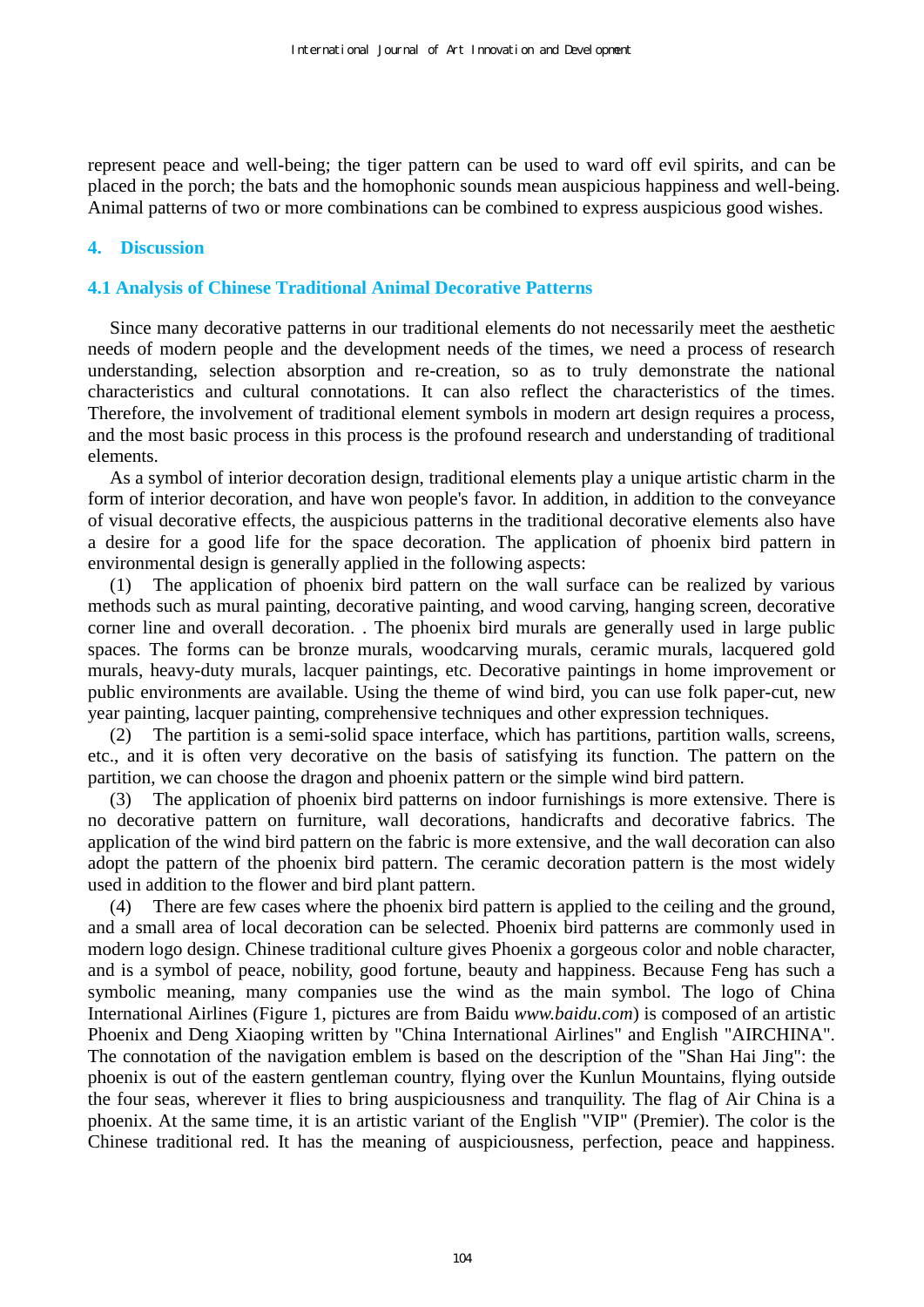represent peace and well-being; the tiger pattern can be used to ward off evil spirits, and can be placed in the porch; the bats and the homophonic sounds mean auspicious happiness and well-being. Animal patterns of two or more combinations can be combined to express auspicious good wishes.

## 4. Discussion

### 4.1 Analysis of Chinese Traditional Animal Decorative Patterns

Since many decorative patterns in our traditional elements do not necessarily meet the aesthetic needs of modern people and the development needs of the times, we need a process of research understanding, selection absorption and re-creation, so as to truly demonstrate the national characteristics and cultural connotations. It can also reflect the characteristics of the times. Therefore, the involvement of traditional element symbols in modern art design requires a process, and the most basic process in this process is the profound research and understanding of traditional elements.

As a symbol of interior decoration design, traditional elements play a unique artistic charm in the form of interior decoration, and have won people's favor. In addition, in addition to the conveyance of visual decorative effects, the auspicious patterns in the traditional decorative elements also have a desire for a good life for the space decoration. The application of phoenix bird pattern in environmental design is generally applied in the following aspects:

(1) The application of phoenix bird pattern on the wall surface can be realized by various methods such as mural painting, decorative painting, and wood carving, hanging screen, decorative corner line and overall decoration. . The phoenix bird murals are generally used in large public spaces. The forms can be bronze murals, woodcarving murals, ceramic murals, lacquered gold murals, heavy-duty murals, lacquer paintings, etc. Decorative paintings in home improvement or public environments are available. Using the theme of wind bird, you can use folk paper-cut, new year painting, lacquer painting, comprehensive techniques and other expression techniques.

(2) The partition is a semi-solid space interface, which has partitions, partition walls, screens, etc., and it is often very decorative on the basis of satisfying its function. The pattern on the partition, we can choose the dragon and phoenix pattern or the simple wind bird pattern.

(3) The application of phoenix bird patterns on indoor furnishings is more extensive. There is no decorative pattern on furniture, wall decorations, handicrafts and decorative fabrics. The application of the wind bird pattern on the fabric is more extensive, and the wall decoration can also adopt the pattern of the phoenix bird pattern. The ceramic decoration pattern is the most widely used in addition to the flower and bird plant pattern.

(4) There are few cases where the phoenix bird pattern is applied to the ceiling and the ground, and a small area of local decoration can be selected. Phoenix bird patterns are commonly used in modern logo design. Chinese traditional culture gives Phoenix a gorgeous color and noble character, and is a symbol of peace, nobility, good fortune, beauty and happiness. Because Feng has such a symbolic meaning, many companies use the wind as the main symbol. The logo of China International Airlines (Figure 1, pictures are from Baidu *www.baidu.com*) is composed of an artistic Phoenix and Deng Xiaoping written by "China International Airlines" and English "AIRCHINA". The connotation of the navigation emblem is based on the description of the "Shan Hai Jing": the phoenix is out of the eastern gentleman country, flying over the Kunlun Mountains, flying outside the four seas, wherever it flies to bring auspiciousness and tranquility. The flag of Air China is a phoenix. At the same time, it is an artistic variant of the English "VIP" (Premier). The color is the Chinese traditional red. It has the meaning of auspiciousness, perfection, peace and happiness.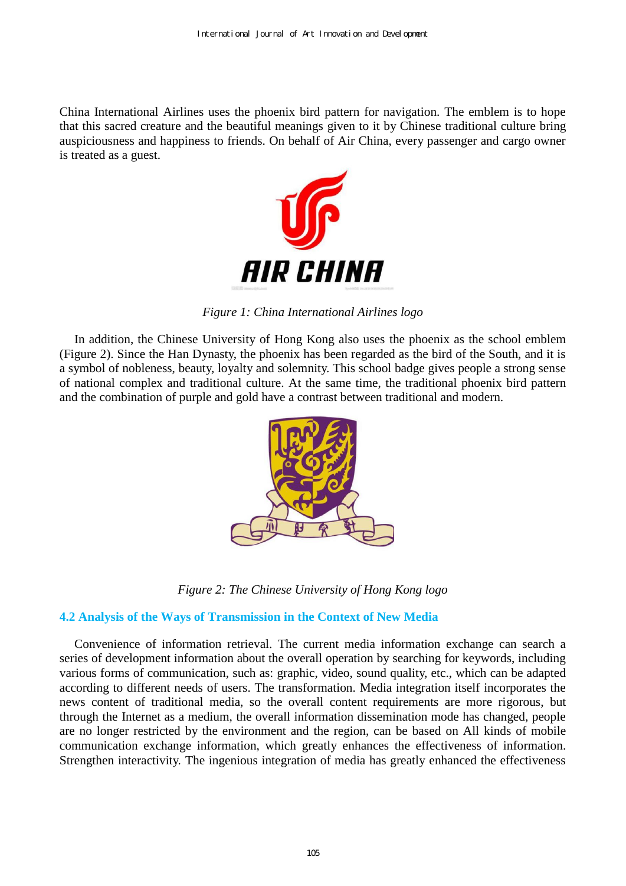China International Airlines uses the phoenix bird pattern for navigation. The emblem is to hope that this sacred creature and the beautiful meanings given to it by Chinese traditional culture bring auspiciousness and happiness to friends. On behalf of Air China, every passenger and cargo owner is treated as a guest.

*Figure 1: China International Airlines logo*

In addition, the Chinese University of Hong Kong also uses the phoenix as the school emblem (Figure 2). Since the Han Dynasty, the phoenix has been regarded as the bird of the South, and it is a symbol of nobleness, beauty, loyalty and solemnity. This school badge gives people a strong sense of national complex and traditional culture. At the same time, the traditional phoenix bird pattern and the combination of purple and gold have a contrast between traditional and modern.

*Figure 2: The Chinese University of Hong Kong logo*

### 4.2 Analysis of the Ways of Transmission in the Context of New Media

Convenience of information retrieval. The current media information exchange can search a series of development information about the overall operation by searching for keywords, including various forms of communication, such as: graphic, video, sound quality, etc., which can be adapted according to different needs of users. The transformation. Media integration itself incorporates the news content of traditional media, so the overall content requirements are more rigorous, but through the Internet as a medium, the overall information dissemination mode has changed, people are no longer restricted by the environment and the region, can be based on All kinds of mobile communication exchange information, which greatly enhances the effectiveness of information. Strengthen interactivity. The ingenious integration of media has greatly enhanced the effectiveness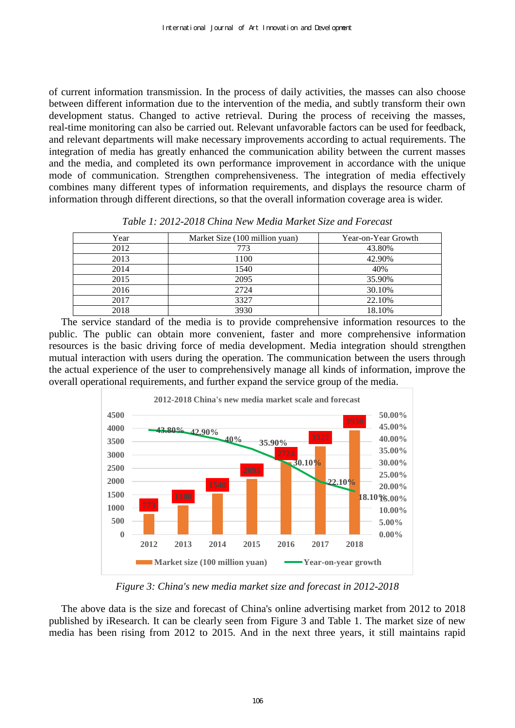of current information transmission. In the process of daily activities, the masses can also choose between different information due to the intervention of the media, and subtly transform their own development status. Changed to active retrieval. During the process of receiving the masses, real-time monitoring can also be carried out. Relevant unfavorable factors can be used for feedback, and relevant departments will make necessary improvements according to actual requirements. The integration of media has greatly enhanced the communication ability between the current masses and the media, and completed its own performance improvement in accordance with the unique mode of communication. Strengthen comprehensiveness. The integration of media effectively combines many different types of information requirements, and displays the resource charm of information through different directions, so that the overall information coverage area is wider.

*Table 1: 2012-2018 China New Media Market Size and Forecast*

| Year | Market Size (100 million yuan) | Year-on-Year Growth |
|---|---|---|
| 2012 | 773 | 43.80% |
| 2013 | 1100 | 42.90% |
| 2014 | 1540 | 40% |
| 2015 | 2095 | 35.90% |
| 2016 | 2724 | 30.10% |
| 2017 | 3327 | 22.10% |
| 2018 | 3930 | 18.10% |

The service standard of the media is to provide comprehensive information resources to the public. The public can obtain more convenient, faster and more comprehensive information resources is the basic driving force of media development. Media integration should strengthen mutual interaction with users during the operation. The communication between the users through the actual experience of the user to comprehensively manage all kinds of information, improve the overall operational requirements, and further expand the service group of the media.

*Figure 3: China's new media market size and forecast in 2012-2018*

The above data is the size and forecast of China's online advertising market from 2012 to 2018 published by iResearch. It can be clearly seen from Figure 3 and Table 1. The market size of new media has been rising from 2012 to 2015. And in the next three years, it still maintains rapid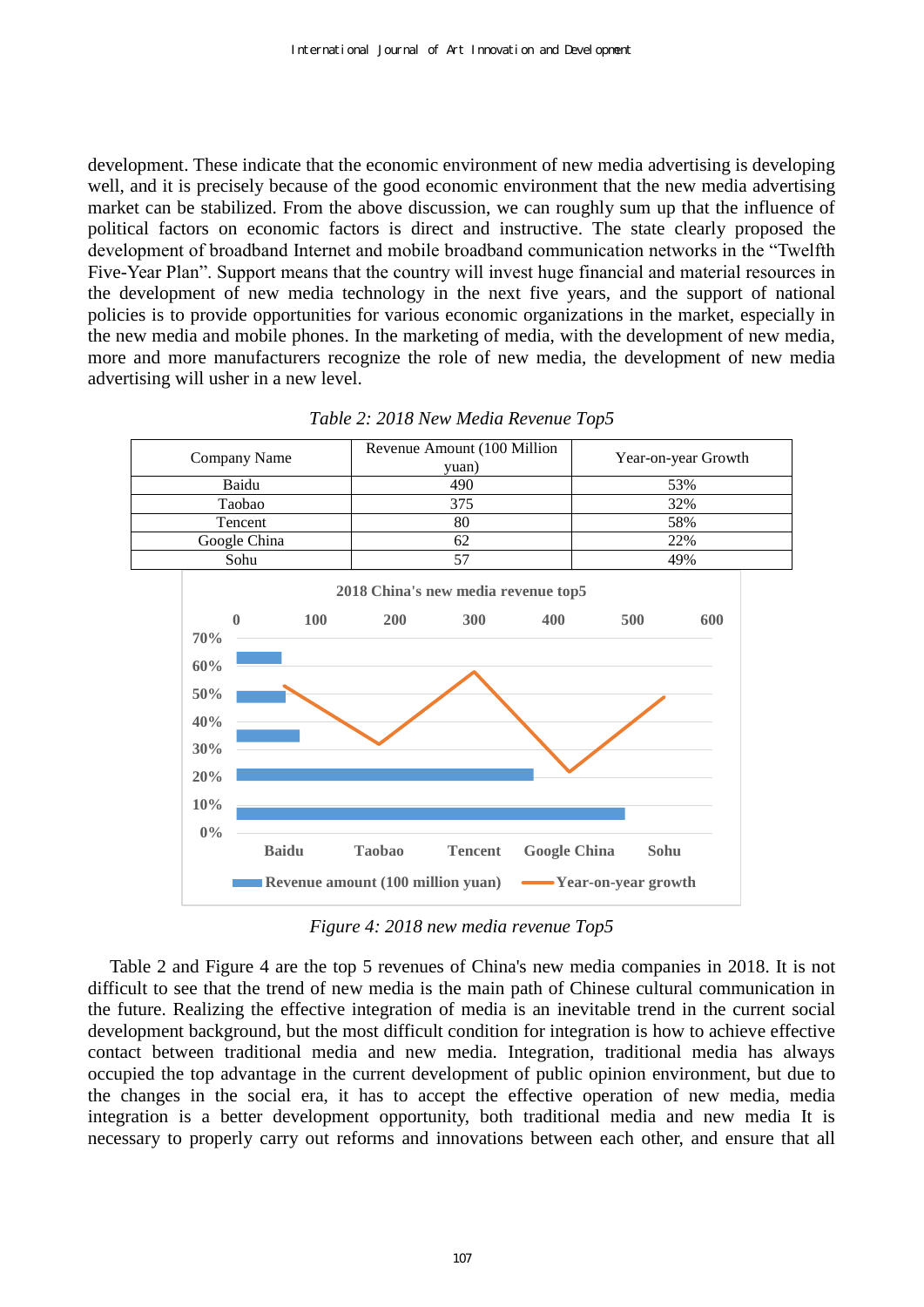development. These indicate that the economic environment of new media advertising is developing well, and it is precisely because of the good economic environment that the new media advertising market can be stabilized. From the above discussion, we can roughly sum up that the influence of political factors on economic factors is direct and instructive. The state clearly proposed the development of broadband Internet and mobile broadband communication networks in the "Twelfth Five-Year Plan". Support means that the country will invest huge financial and material resources in the development of new media technology in the next five years, and the support of national policies is to provide opportunities for various economic organizations in the market, especially in the new media and mobile phones. In the marketing of media, with the development of new media, more and more manufacturers recognize the role of new media, the development of new media advertising will usher in a new level.

*Table 2: 2018 New Media Revenue Top5*

| Company Name | Revenue Amount (100 Million yuan) | Year-on-year Growth |
|---|---|---|
| Baidu | 490 | 53% |
| Taobao | 375 | 32% |
| Tencent | 80 | 58% |
| Google China | 62 | 22% |
| Sohu | 57 | 49% |

*Figure 4: 2018 new media revenue Top5*

Table 2 and Figure 4 are the top 5 revenues of China's new media companies in 2018. It is not difficult to see that the trend of new media is the main path of Chinese cultural communication in the future. Realizing the effective integration of media is an inevitable trend in the current social development background, but the most difficult condition for integration is how to achieve effective contact between traditional media and new media. Integration, traditional media has always occupied the top advantage in the current development of public opinion environment, but due to the changes in the social era, it has to accept the effective operation of new media, media integration is a better development opportunity, both traditional media and new media It is necessary to properly carry out reforms and innovations between each other, and ensure that all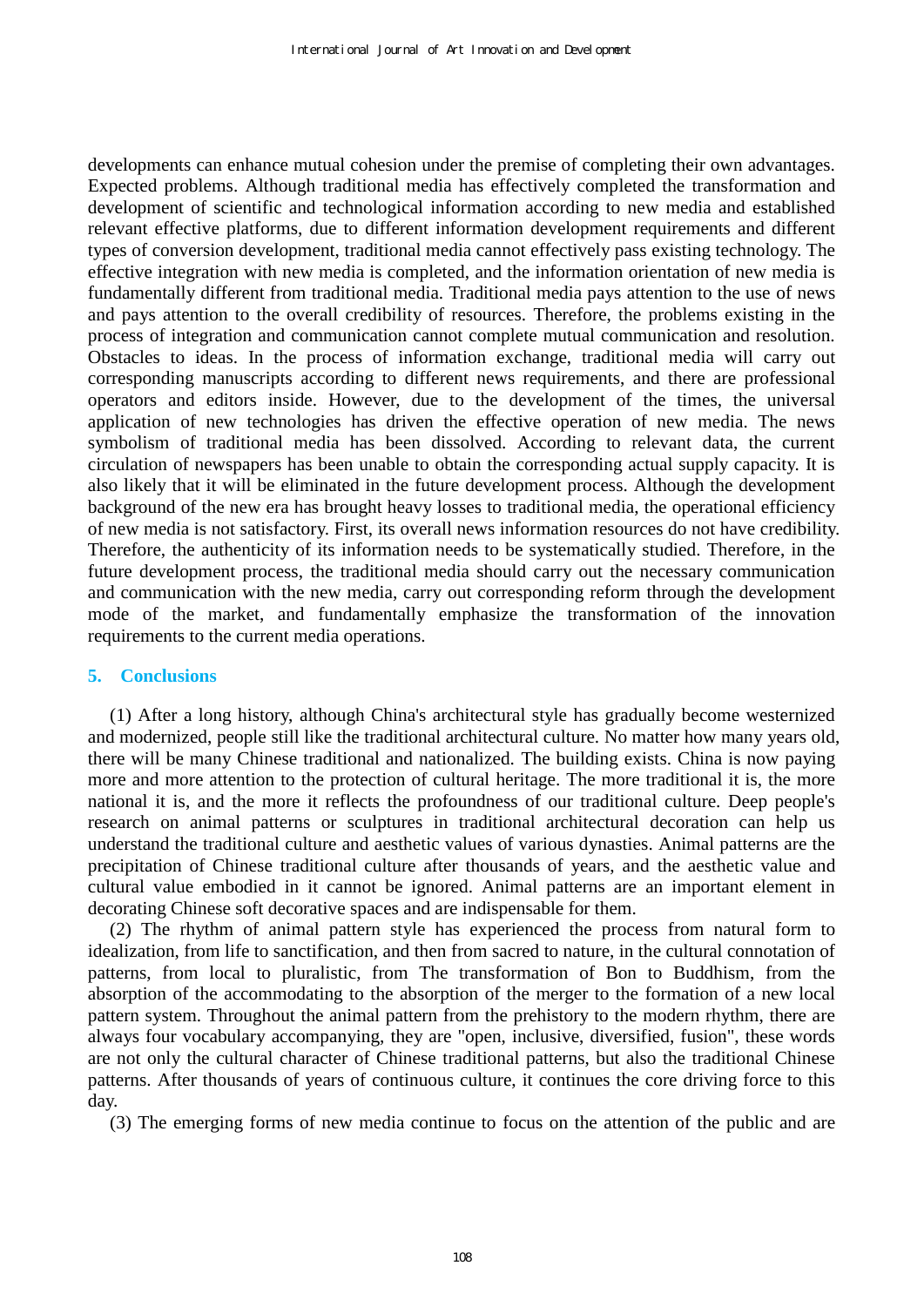developments can enhance mutual cohesion under the premise of completing their own advantages. Expected problems. Although traditional media has effectively completed the transformation and development of scientific and technological information according to new media and established relevant effective platforms, due to different information development requirements and different types of conversion development, traditional media cannot effectively pass existing technology. The effective integration with new media is completed, and the information orientation of new media is fundamentally different from traditional media. Traditional media pays attention to the use of news and pays attention to the overall credibility of resources. Therefore, the problems existing in the process of integration and communication cannot complete mutual communication and resolution. Obstacles to ideas. In the process of information exchange, traditional media will carry out corresponding manuscripts according to different news requirements, and there are professional operators and editors inside. However, due to the development of the times, the universal application of new technologies has driven the effective operation of new media. The news symbolism of traditional media has been dissolved. According to relevant data, the current circulation of newspapers has been unable to obtain the corresponding actual supply capacity. It is also likely that it will be eliminated in the future development process. Although the development background of the new era has brought heavy losses to traditional media, the operational efficiency of new media is not satisfactory. First, its overall news information resources do not have credibility. Therefore, the authenticity of its information needs to be systematically studied. Therefore, in the future development process, the traditional media should carry out the necessary communication and communication with the new media, carry out corresponding reform through the development mode of the market, and fundamentally emphasize the transformation of the innovation requirements to the current media operations.

## 5. Conclusions

(1) After a long history, although China's architectural style has gradually become westernized and modernized, people still like the traditional architectural culture. No matter how many years old, there will be many Chinese traditional and nationalized. The building exists. China is now paying more and more attention to the protection of cultural heritage. The more traditional it is, the more national it is, and the more it reflects the profoundness of our traditional culture. Deep people's research on animal patterns or sculptures in traditional architectural decoration can help us understand the traditional culture and aesthetic values of various dynasties. Animal patterns are the precipitation of Chinese traditional culture after thousands of years, and the aesthetic value and cultural value embodied in it cannot be ignored. Animal patterns are an important element in decorating Chinese soft decorative spaces and are indispensable for them.

(2) The rhythm of animal pattern style has experienced the process from natural form to idealization, from life to sanctification, and then from sacred to nature, in the cultural connotation of patterns, from local to pluralistic, from The transformation of Bon to Buddhism, from the absorption of the accommodating to the absorption of the merger to the formation of a new local pattern system. Throughout the animal pattern from the prehistory to the modern rhythm, there are always four vocabulary accompanying, they are "open, inclusive, diversified, fusion", these words are not only the cultural character of Chinese traditional patterns, but also the traditional Chinese patterns. After thousands of years of continuous culture, it continues the core driving force to this day.

(3) The emerging forms of new media continue to focus on the attention of the public and are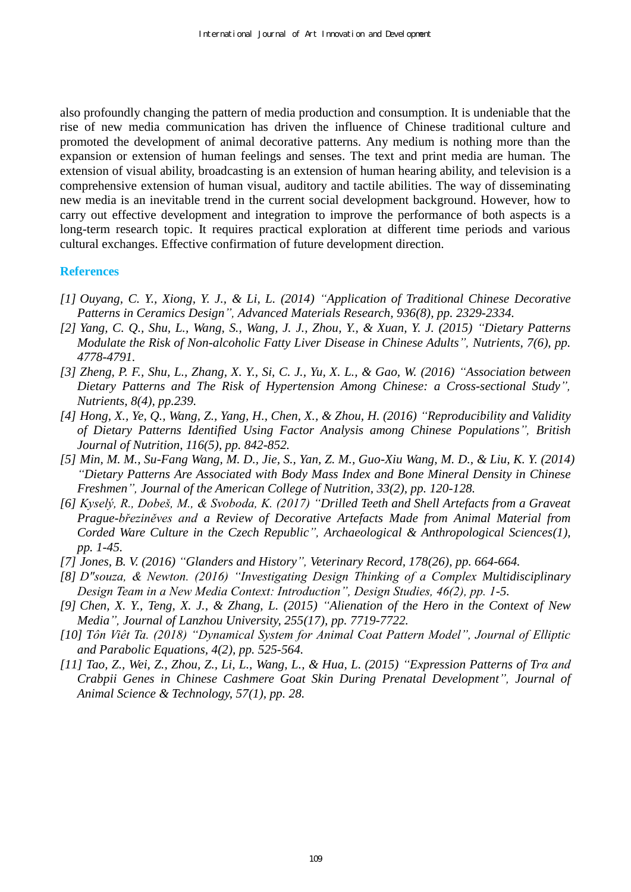also profoundly changing the pattern of media production and consumption. It is undeniable that the rise of new media communication has driven the influence of Chinese traditional culture and promoted the development of animal decorative patterns. Any medium is nothing more than the expansion or extension of human feelings and senses. The text and print media are human. The extension of visual ability, broadcasting is an extension of human hearing ability, and television is a comprehensive extension of human visual, auditory and tactile abilities. The way of disseminating new media is an inevitable trend in the current social development background. However, how to carry out effective development and integration to improve the performance of both aspects is a long-term research topic. It requires practical exploration at different time periods and various cultural exchanges. Effective confirmation of future development direction.

## References

*[1] Ouyang, C. Y., Xiong, Y. J., & Li, L. (2014) "Application of Traditional Chinese Decorative Patterns in Ceramics Design", Advanced Materials Research, 936(8), pp. 2329-2334.*

*[2] Yang, C. Q., Shu, L., Wang, S., Wang, J. J., Zhou, Y., & Xuan, Y. J. (2015) "Dietary Patterns Modulate the Risk of Non-alcoholic Fatty Liver Disease in Chinese Adults", Nutrients, 7(6), pp. 4778-4791.*

*[3] Zheng, P. F., Shu, L., Zhang, X. Y., Si, C. J., Yu, X. L., & Gao, W. (2016) "Association between Dietary Patterns and The Risk of Hypertension Among Chinese: a Cross-sectional Study", Nutrients, 8(4), pp.239.*

*[4] Hong, X., Ye, Q., Wang, Z., Yang, H., Chen, X., & Zhou, H. (2016) "Reproducibility and Validity of Dietary Patterns Identified Using Factor Analysis among Chinese Populations", British Journal of Nutrition, 116(5), pp. 842-852.*

*[5] Min, M. M., Su-Fang Wang, M. D., Jie, S., Yan, Z. M., Guo-Xiu Wang, M. D., & Liu, K. Y. (2014) "Dietary Patterns Are Associated with Body Mass Index and Bone Mineral Density in Chinese Freshmen", Journal of the American College of Nutrition, 33(2), pp. 120-128.*

*[6] Kyselý, R., Dobeš, M., & Svoboda, K. (2017) "Drilled Teeth and Shell Artefacts from a Graveat Prague-březiněves and a Review of Decorative Artefacts Made from Animal Material from Corded Ware Culture in the Czech Republic", Archaeological & Anthropological Sciences(1), pp. 1-45.*

*[7] Jones, B. V. (2016) "Glanders and History", Veterinary Record, 178(26), pp. 664-664.*

*[8] D"souza, & Newton. (2016) "Investigating Design Thinking of a Complex Multidisciplinary Design Team in a New Media Context: Introduction", Design Studies, 46(2), pp. 1-5.*

*[9] Chen, X. Y., Teng, X. J., & Zhang, L. (2015) "Alienation of the Hero in the Context of New Media", Journal of Lanzhou University, 255(17), pp. 7719-7722.*

*[10] Tôn Viêt Ta. (2018) "Dynamical System for Animal Coat Pattern Model", Journal of Elliptic and Parabolic Equations, 4(2), pp. 525-564.*

*[11] Tao, Z., Wei, Z., Zhou, Z., Li, L., Wang, L., & Hua, L. (2015) "Expression Patterns of Trα and Crabpii Genes in Chinese Cashmere Goat Skin During Prenatal Development", Journal of Animal Science & Technology, 57(1), pp. 28.*